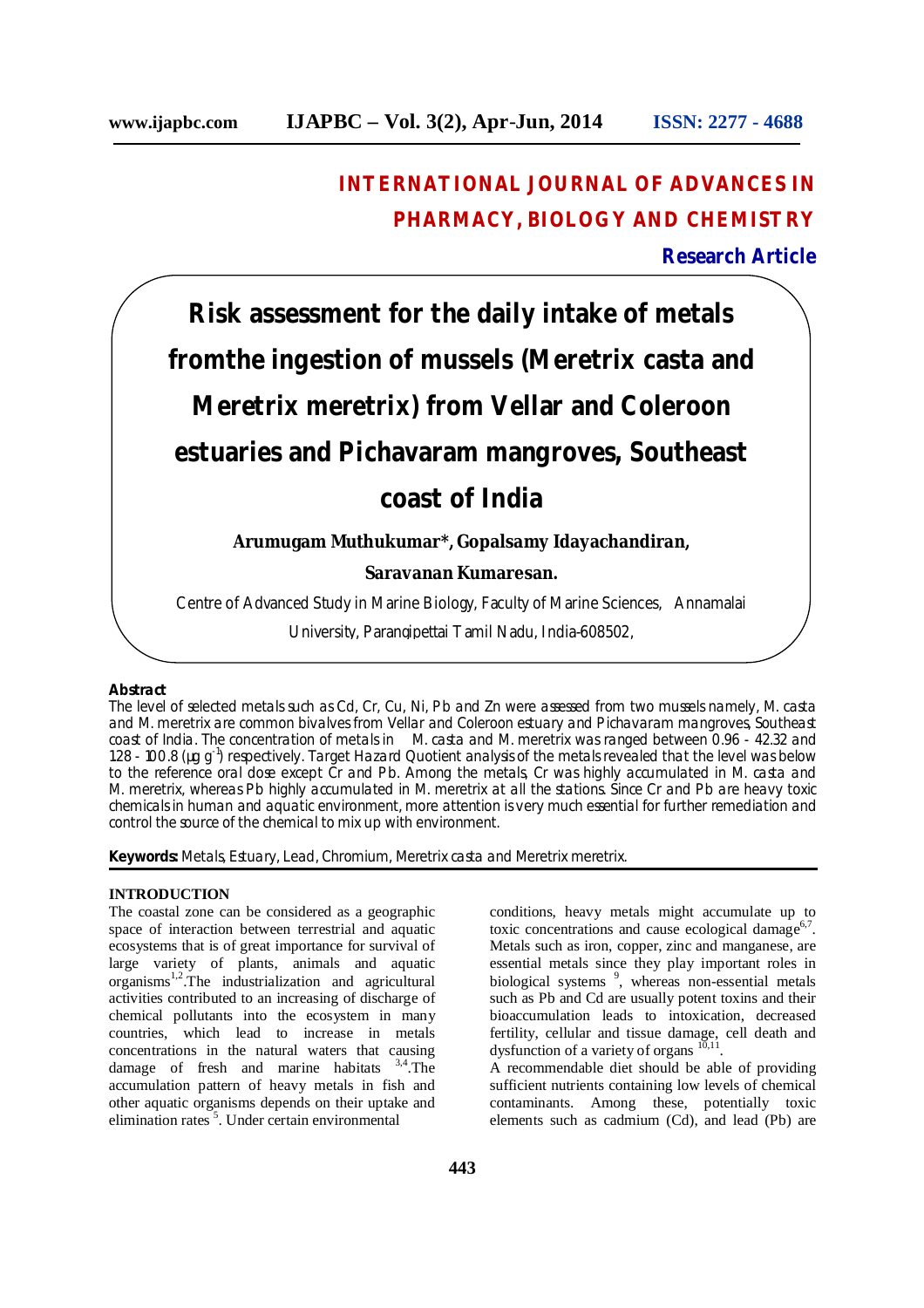# INTERNATIONAL JOURNAL OF ADVANCES IN PHARMACY, BIOLOGY AND CHEMISTRY

**Research Article**

# Risk assessment for the daily intake of metals fromthe ingestion of mussels (Meretrix casta and Meretrix meretrix) from Vellar and Coleroon estuaries and Pichavaram mangroves, Southeast coast of India

**Arumugam Muthukumar\*, Gopalsamy Idayachandiran, Saravanan Kumaresan.**

Centre of Advanced Study in Marine Biology, Faculty of Marine Sciences, Annamalai University, Parangipettai Tamil Nadu, India-608502,

**Abstract**

The level of selected metals such as Cd, Cr, Cu, Ni, Pb and Zn were assessed from two mussels namely, *M. casta* and *M. meretrix* are common bivalves from Vellar and Coleroon estuary and Pichavaram mangroves, Southeast coast of India. The concentration of metals in *M. casta* and *M. meretrix* was ranged between 0.96 - 42.32 and 128 - 100.8 (μg $g^{-1}$) respectively. Target Hazard Quotient analysis of the metals revealed that the level was below to the reference oral dose except Cr and Pb. Among the metals, Cr was highly accumulated in *M. casta* and *M. meretrix*, whereas Pb highly accumulated in *M. meretrix* at all the stations. Since Cr and Pb are heavy toxic chemicals in human and aquatic environment, more attention is very much essential for further remediation and control the source of the chemical to mix up with environment.

**Keywords:** Metals, Estuary, Lead, Chromium, *Meretrix casta* and *Meretrix meretrix*.

## INTRODUCTION

The coastal zone can be considered as a geographic space of interaction between terrestrial and aquatic ecosystems that is of great importance for survival of large variety of plants, animals and aquatic organisms[1,2].The industrialization and agricultural activities contributed to an increasing of discharge of chemical pollutants into the ecosystem in many countries, which lead to increase in metals concentrations in the natural waters that causing damage of fresh and marine habitats [3,4].The accumulation pattern of heavy metals in fish and other aquatic organisms depends on their uptake and elimination rates [5]. Under certain environmental conditions, heavy metals might accumulate up to toxic concentrations and cause ecological damage[6,7]. Metals such as iron, copper, zinc and manganese, are essential metals since they play important roles in biological systems [9], whereas non-essential metals such as Pb and Cd are usually potent toxins and their bioaccumulation leads to intoxication, decreased fertility, cellular and tissue damage, cell death and dysfunction of a variety of organs [10,11].

A recommendable diet should be able of providing sufficient nutrients containing low levels of chemical contaminants. Among these, potentially toxic elements such as cadmium (Cd), and lead (Pb) are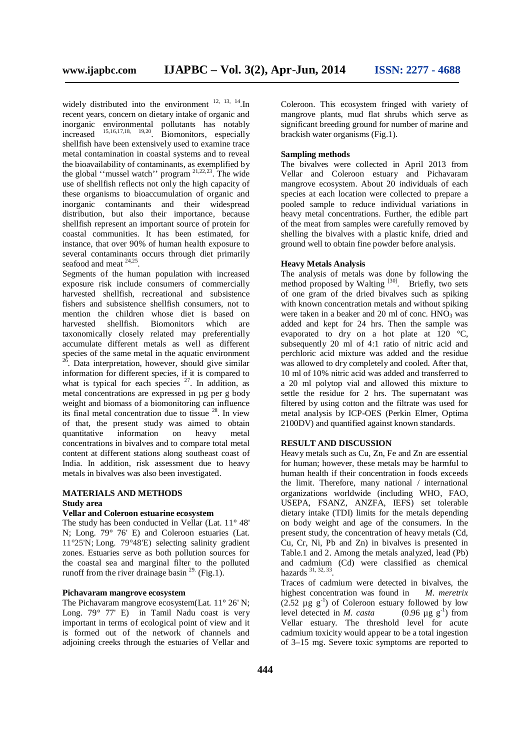widely distributed into the environment [12, 13, 14]. In recent years, concern on dietary intake of organic and inorganic environmental pollutants has notably increased [15,16,17,18, 19,20]. Biomonitors, especially shellfish have been extensively used to examine trace metal contamination in coastal systems and to reveal the bioavailability of contaminants, as exemplified by the global ''mussel watch'' program [21,22,23]. The wide use of shellfish reflects not only the high capacity of these organisms to bioaccumulation of organic and inorganic contaminants and their widespread distribution, but also their importance, because shellfish represent an important source of protein for coastal communities. It has been estimated, for instance, that over 90% of human health exposure to several contaminants occurs through diet primarily seafood and meat [24,25].

Segments of the human population with increased exposure risk include consumers of commercially harvested shellfish, recreational and subsistence fishers and subsistence shellfish consumers, not to mention the children whose diet is based on harvested shellfish. Biomonitors which are taxonomically closely related may preferentially accumulate different metals as well as different species of the same metal in the aquatic environment [26]. Data interpretation, however, should give similar information for different species, if it is compared to what is typical for each species [27]. In addition, as metal concentrations are expressed in µg per g body weight and biomass of a biomonitoring can influence its final metal concentration due to tissue [28]. In view of that, the present study was aimed to obtain quantitative information on heavy metal concentrations in bivalves and to compare total metal content at different stations along southeast coast of India. In addition, risk assessment due to heavy metals in bivalves was also been investigated.

## MATERIALS AND METHODS

### Study area

**Vellar and Coleroon estuarine ecosystem**

The study has been conducted in Vellar (Lat. 11° 48' N; Long. 79° 76' E) and Coleroon estuaries (Lat. 11°25'N; Long. 79°48'E) selecting salinity gradient zones. Estuaries serve as both pollution sources for the coastal sea and marginal filter to the polluted runoff from the river drainage basin [29] (Fig.1).

**Pichavaram mangrove ecosystem**

The Pichavaram mangrove ecosystem(Lat. 11° 26' N; Long. 79° 77' E) in Tamil Nadu coast is very important in terms of ecological point of view and it is formed out of the network of channels and adjoining creeks through the estuaries of Vellar and Coleroon. This ecosystem fringed with variety of mangrove plants, mud flat shrubs which serve as significant breeding ground for number of marine and brackish water organisms (Fig.1).

**Sampling methods**

The bivalves were collected in April 2013 from Vellar and Coleroon estuary and Pichavaram mangrove ecosystem. About 20 individuals of each species at each location were collected to prepare a pooled sample to reduce individual variations in heavy metal concentrations. Further, the edible part of the meat from samples were carefully removed by shelling the bivalves with a plastic knife, dried and ground well to obtain fine powder before analysis.

**Heavy Metals Analysis**

The analysis of metals was done by following the method proposed by Walting [30]. Briefly, two sets of one gram of the dried bivalves such as spiking with known concentration metals and without spiking were taken in a beaker and 20 ml of conc. $HNO_3$ was added and kept for 24 hrs. Then the sample was evaporated to dry on a hot plate at 120 °C, subsequently 20 ml of 4:1 ratio of nitric acid and perchloric acid mixture was added and the residue was allowed to dry completely and cooled. After that, 10 ml of 10% nitric acid was added and transferred to a 20 ml polytop vial and allowed this mixture to settle the residue for 2 hrs. The supernatant was filtered by using cotton and the filtrate was used for metal analysis by ICP-OES (Perkin Elmer, Optima 2100DV) and quantified against known standards.

## RESULT AND DISCUSSION

Heavy metals such as Cu, Zn, Fe and Zn are essential for human; however, these metals may be harmful to human health if their concentration in foods exceeds the limit. Therefore, many national / international organizations worldwide (including WHO, FAO, USEPA, FSANZ, ANZFA, IEFS) set tolerable dietary intake (TDI) limits for the metals depending on body weight and age of the consumers. In the present study, the concentration of heavy metals (Cd, Cu, Cr, Ni, Pb and Zn) in bivalves is presented in Table.1 and 2. Among the metals analyzed, lead (Pb) and cadmium (Cd) were classified as chemical hazards [31, 32, 33].

Traces of cadmium were detected in bivalves, the highest concentration was found in *M. meretrix* (2.52 µg $g^{-1}$) of Coleroon estuary followed by low level detected in *M. casta* (0.96 µg $g^{-1}$) from Vellar estuary. The threshold level for acute cadmium toxicity would appear to be a total ingestion of 3–15 mg. Severe toxic symptoms are reported to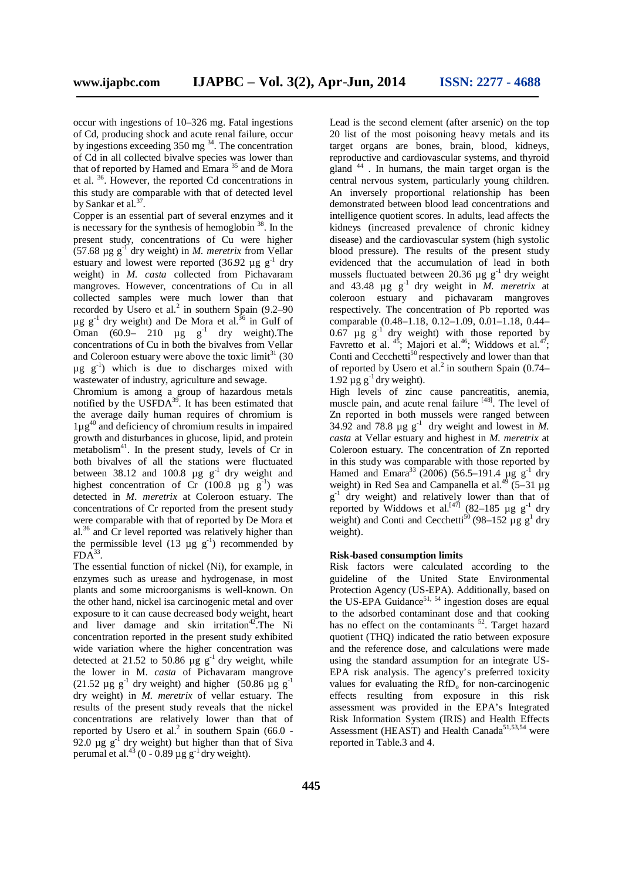occur with ingestions of 10–326 mg. Fatal ingestions of Cd, producing shock and acute renal failure, occur by ingestions exceeding 350 mg [34]. The concentration of Cd in all collected bivalve species was lower than that of reported by Hamed and Emara [35] and de Mora et al. [36]. However, the reported Cd concentrations in this study are comparable with that of detected level by Sankar et al.[37].

Copper is an essential part of several enzymes and it is necessary for the synthesis of hemoglobin [38]. In the present study, concentrations of Cu were higher (57.68 µg $g^{-1}$ dry weight) in *M. meretrix* from Vellar estuary and lowest were reported (36.92 µg $g^{-1}$ dry weight) in *M. casta* collected from Pichavaram mangroves. However, concentrations of Cu in all collected samples were much lower than that recorded by Usero et al.[2] in southern Spain (9.2–90 µg $g^{-1}$ dry weight) and De Mora et al.[36] in Gulf of Oman (60.9– 210 µg $g^{-1}$ dry weight).The concentrations of Cu in both the bivalves from Vellar and Coleroon estuary were above the toxic limit[31] (30 µg $g^{-1}$) which is due to discharges mixed with wastewater of industry, agriculture and sewage.

Chromium is among a group of hazardous metals notified by the USFDA[39]. It has been estimated that the average daily human requires of chromium is 1µg[40] and deficiency of chromium results in impaired growth and disturbances in glucose, lipid, and protein metabolism[41]. In the present study, levels of Cr in both bivalves of all the stations were fluctuated between 38.12 and 100.8 µg $g^{-1}$ dry weight and highest concentration of Cr (100.8 µg $g^{-1}$) was detected in *M. meretrix* at Coleroon estuary. The concentrations of Cr reported from the present study were comparable with that of reported by De Mora et al.[36] and Cr level reported was relatively higher than the permissible level (13 µg $g^{-1}$) recommended by FDA[33].

The essential function of nickel (Ni), for example, in enzymes such as urease and hydrogenase, in most plants and some microorganisms is well-known. On the other hand, nickel isa carcinogenic metal and over exposure to it can cause decreased body weight, heart and liver damage and skin irritation[42].The Ni concentration reported in the present study exhibited wide variation where the higher concentration was detected at 21.52 to 50.86 µg $g^{-1}$ dry weight, while the lower in M. *casta* of Pichavaram mangrove (21.52 µg $g^{-1}$ dry weight) and higher (50.86 µg $g^{-1}$ dry weight) in *M. meretrix* of vellar estuary. The results of the present study reveals that the nickel concentrations are relatively lower than that of reported by Usero et al.[2] in southern Spain (66.0 - 92.0 µg $g^{-1}$ dry weight) but higher than that of Siva perumal et al.[43] (0 - 0.89 µg $g^{-1}$ dry weight).

Lead is the second element (after arsenic) on the top 20 list of the most poisoning heavy metals and its target organs are bones, brain, blood, kidneys, reproductive and cardiovascular systems, and thyroid gland [44]. In humans, the main target organ is the central nervous system, particularly young children. An inversely proportional relationship has been demonstrated between blood lead concentrations and intelligence quotient scores. In adults, lead affects the kidneys (increased prevalence of chronic kidney disease) and the cardiovascular system (high systolic blood pressure). The results of the present study evidenced that the accumulation of lead in both mussels fluctuated between 20.36 µg $g^{-1}$ dry weight and 43.48 µg $g^{-1}$ dry weight in *M. meretrix* at coleroon estuary and pichavaram mangroves respectively. The concentration of Pb reported was comparable (0.48–1.18, 0.12–1.09, 0.01–1.18, 0.44–0.67 µg $g^{-1}$ dry weight) with those reported by Favretto et al. [45]; Majori et al.[46]; Widdows et al.[47]; Conti and Cecchetti[50] respectively and lower than that of reported by Usero et al.[2] in southern Spain (0.74–1.92 µg $g^{-1}$ dry weight).

High levels of zinc cause pancreatitis, anemia, muscle pain, and acute renal failure [48]. The level of Zn reported in both mussels were ranged between 34.92 and 78.8 µg $g^{-1}$ dry weight and lowest in *M. casta* at Vellar estuary and highest in *M. meretrix* at Coleroon estuary. The concentration of Zn reported in this study was comparable with those reported by Hamed and Emara[33] (2006) (56.5–191.4 µg $g^{-1}$ dry weight) in Red Sea and Campanella et al.[49] (5–31 µg $g^{-1}$ dry weight) and relatively lower than that of reported by Widdows et al.[47] (82–185 µg $g^{-1}$ dry weight) and Conti and Cecchetti[50] (98–152 µg $g^{1}$ dry weight).

**Risk-based consumption limits**

Risk factors were calculated according to the guideline of the United State Environmental Protection Agency (US-EPA). Additionally, based on the US-EPA Guidance[51, 54] ingestion doses are equal to the adsorbed contaminant dose and that cooking has no effect on the contaminants [52]. Target hazard quotient (THQ) indicated the ratio between exposure and the reference dose, and calculations were made using the standard assumption for an integrate US-EPA risk analysis. The agency's preferred toxicity values for evaluating the $RfD_o$ for non-carcinogenic effects resulting from exposure in this risk assessment was provided in the EPA's Integrated Risk Information System (IRIS) and Health Effects Assessment (HEAST) and Health Canada[51,53,54] were reported in Table.3 and 4.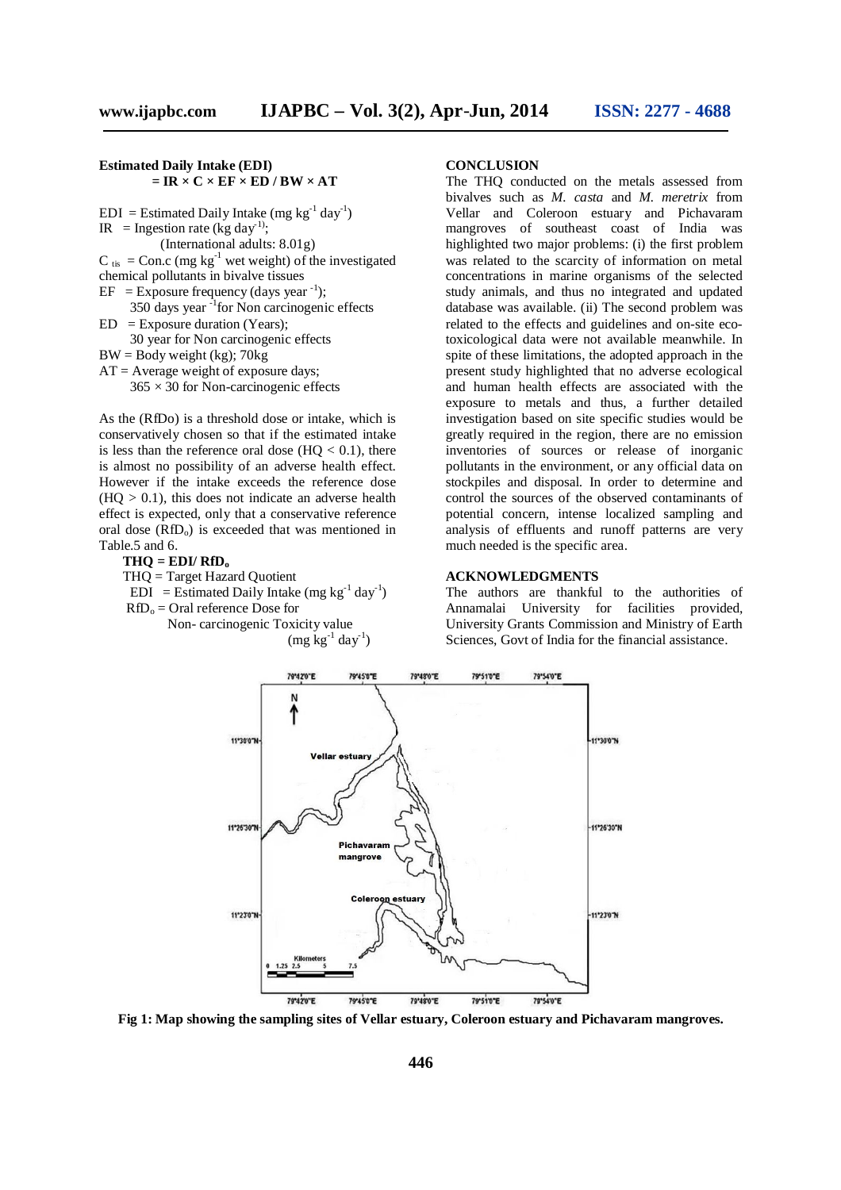**Estimated Daily Intake (EDI)**

$$= IR \times C \times EF \times ED / BW \times AT$$

EDI = Estimated Daily Intake (mg $kg^{-1}$ $day^{-1}$)
IR = Ingestion rate (kg $day^{-1}$);
(International adults: 8.01g)
$C_{tis}$ = Con.c (mg $kg^{-1}$ wet weight) of the investigated chemical pollutants in bivalve tissues
EF = Exposure frequency (days $year^{-1}$);
350 days $year^{-1}$ for Non carcinogenic effects
ED = Exposure duration (Years);
30 year for Non carcinogenic effects
BW = Body weight (kg); 70kg
AT = Average weight of exposure days;
365 × 30 for Non-carcinogenic effects

As the (RfDo) is a threshold dose or intake, which is conservatively chosen so that if the estimated intake is less than the reference oral dose (HQ < 0.1), there is almost no possibility of an adverse health effect. However if the intake exceeds the reference dose (HQ > 0.1), this does not indicate an adverse health effect is expected, only that a conservative reference oral dose ($RfD_o$) is exceeded that was mentioned in Table.5 and 6.

**THQ = EDI/ $RfD_o$**

THQ = Target Hazard Quotient
EDI = Estimated Daily Intake (mg $kg^{-1}$ $day^{-1}$)
$RfD_o$ = Oral reference Dose for Non- carcinogenic Toxicity value (mg $kg^{-1}$ $day^{-1}$)

## CONCLUSION

The THQ conducted on the metals assessed from bivalves such as *M. casta* and *M. meretrix* from Vellar and Coleroon estuary and Pichavaram mangroves of southeast coast of India was highlighted two major problems: (i) the first problem was related to the scarcity of information on metal concentrations in marine organisms of the selected study animals, and thus no integrated and updated database was available. (ii) The second problem was related to the effects and guidelines and on-site eco-toxicological data were not available meanwhile. In spite of these limitations, the adopted approach in the present study highlighted that no adverse ecological and human health effects are associated with the exposure to metals and thus, a further detailed investigation based on site specific studies would be greatly required in the region, there are no emission inventories of sources or release of inorganic pollutants in the environment, or any official data on stockpiles and disposal. In order to determine and control the sources of the observed contaminants of potential concern, intense localized sampling and analysis of effluents and runoff patterns are very much needed is the specific area.

## ACKNOWLEDGMENTS

The authors are thankful to the authorities of Annamalai University for facilities provided, University Grants Commission and Ministry of Earth Sciences, Govt of India for the financial assistance.

**Fig 1: Map showing the sampling sites of Vellar estuary, Coleroon estuary and Pichavaram mangroves.**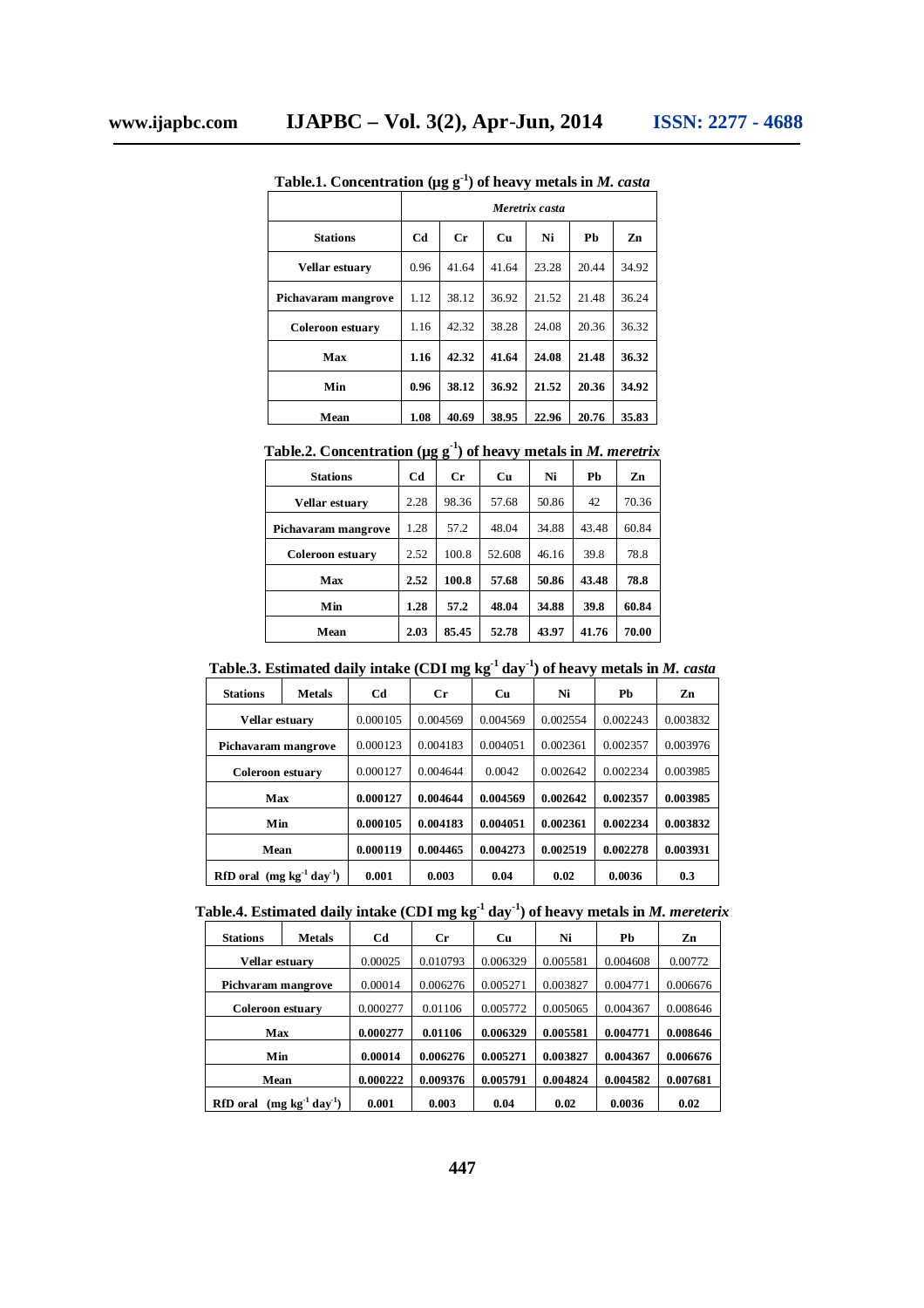**Table.1. Concentration ($\mu g\ g^{-1}$) of heavy metals in *M. casta***

| | *Meretrix casta* | | | | | |
|---|---|---|---|---|---|---|
| **Stations** | **Cd** | **Cr** | **Cu** | **Ni** | **Pb** | **Zn** |
| **Vellar estuary** | 0.96 | 41.64 | 41.64 | 23.28 | 20.44 | 34.92 |
| **Pichavaram mangrove** | 1.12 | 38.12 | 36.92 | 21.52 | 21.48 | 36.24 |
| **Coleroon estuary** | 1.16 | 42.32 | 38.28 | 24.08 | 20.36 | 36.32 |
| **Max** | **1.16** | **42.32** | **41.64** | **24.08** | **21.48** | **36.32** |
| **Min** | **0.96** | **38.12** | **36.92** | **21.52** | **20.36** | **34.92** |
| **Mean** | **1.08** | **40.69** | **38.95** | **22.96** | **20.76** | **35.83** |

**Table.2. Concentration ($\mu g\ g^{-1}$) of heavy metals in *M. meretrix***

| **Stations** | **Cd** | **Cr** | **Cu** | **Ni** | **Pb** | **Zn** |
|---|---|---|---|---|---|---|
| **Vellar estuary** | 2.28 | 98.36 | 57.68 | 50.86 | 42 | 70.36 |
| **Pichavaram mangrove** | 1.28 | 57.2 | 48.04 | 34.88 | 43.48 | 60.84 |
| **Coleroon estuary** | 2.52 | 100.8 | 52.608 | 46.16 | 39.8 | 78.8 |
| **Max** | **2.52** | **100.8** | **57.68** | **50.86** | **43.48** | **78.8** |
| **Min** | **1.28** | **57.2** | **48.04** | **34.88** | **39.8** | **60.84** |
| **Mean** | **2.03** | **85.45** | **52.78** | **43.97** | **41.76** | **70.00** |

**Table.3. Estimated daily intake (CDI $mg\ kg^{-1}\ day^{-1}$) of heavy metals in *M. casta***

| **Stations** / **Metals** | **Cd** | **Cr** | **Cu** | **Ni** | **Pb** | **Zn** |
|---|---|---|---|---|---|---|
| **Vellar estuary** | 0.000105 | 0.004569 | 0.004569 | 0.002554 | 0.002243 | 0.003832 |
| **Pichavaram mangrove** | 0.000123 | 0.004183 | 0.004051 | 0.002361 | 0.002357 | 0.003976 |
| **Coleroon estuary** | 0.000127 | 0.004644 | 0.0042 | 0.002642 | 0.002234 | 0.003985 |
| **Max** | **0.000127** | **0.004644** | **0.004569** | **0.002642** | **0.002357** | **0.003985** |
| **Min** | **0.000105** | **0.004183** | **0.004051** | **0.002361** | **0.002234** | **0.003832** |
| **Mean** | **0.000119** | **0.004465** | **0.004273** | **0.002519** | **0.002278** | **0.003931** |
| **RfD oral ($mg\ kg^{-1}\ day^{-1}$)** | **0.001** | **0.003** | **0.04** | **0.02** | **0.0036** | **0.3** |

**Table.4. Estimated daily intake (CDI $mg\ kg^{-1}\ day^{-1}$) of heavy metals in *M. mereterix***

| **Stations** / **Metals** | **Cd** | **Cr** | **Cu** | **Ni** | **Pb** | **Zn** |
|---|---|---|---|---|---|---|
| **Vellar estuary** | 0.00025 | 0.010793 | 0.006329 | 0.005581 | 0.004608 | 0.00772 |
| **Pichvaram mangrove** | 0.00014 | 0.006276 | 0.005271 | 0.003827 | 0.004771 | 0.006676 |
| **Coleroon estuary** | 0.000277 | 0.01106 | 0.005772 | 0.005065 | 0.004367 | 0.008646 |
| **Max** | **0.000277** | **0.01106** | **0.006329** | **0.005581** | **0.004771** | **0.008646** |
| **Min** | **0.00014** | **0.006276** | **0.005271** | **0.003827** | **0.004367** | **0.006676** |
| **Mean** | **0.000222** | **0.009376** | **0.005791** | **0.004824** | **0.004582** | **0.007681** |
| **RfD oral ($mg\ kg^{-1}\ day^{-1}$)** | **0.001** | **0.003** | **0.04** | **0.02** | **0.0036** | **0.02** |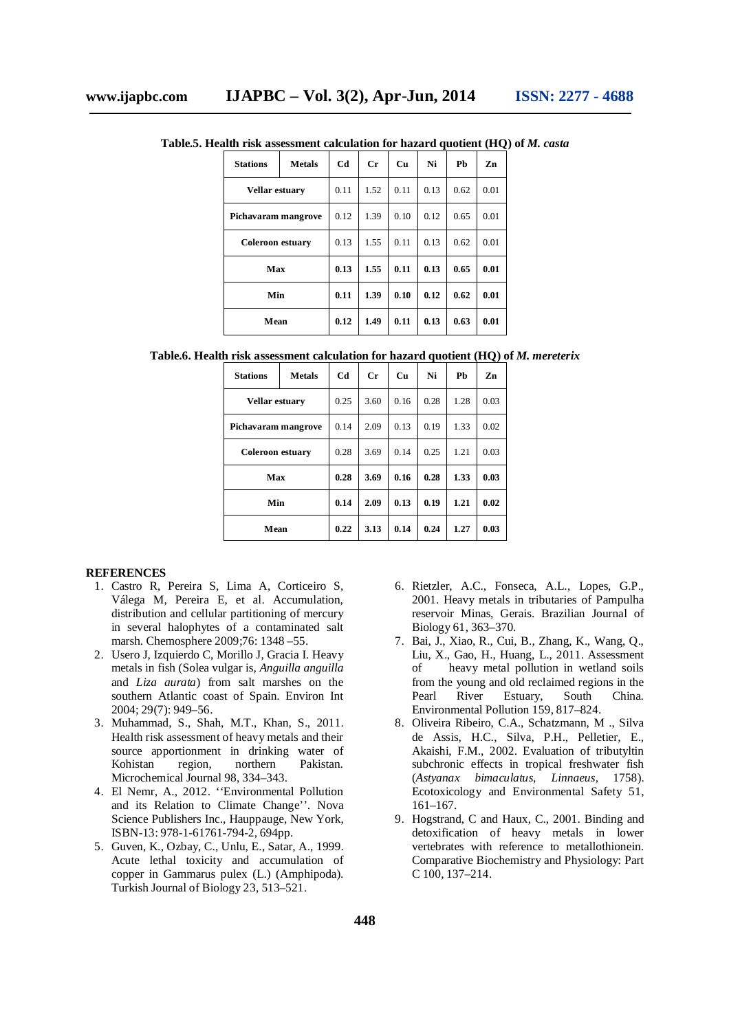**Table.5. Health risk assessment calculation for hazard quotient (HQ) of *M. casta***

| Stations | Metals | Cd | Cr | Cu | Ni | Pb | Zn |
|---|---|---|---|---|---|---|---|
| Vellar estuary | | 0.11 | 1.52 | 0.11 | 0.13 | 0.62 | 0.01 |
| Pichavaram mangrove | | 0.12 | 1.39 | 0.10 | 0.12 | 0.65 | 0.01 |
| Coleroon estuary | | 0.13 | 1.55 | 0.11 | 0.13 | 0.62 | 0.01 |
| **Max** | | **0.13** | **1.55** | **0.11** | **0.13** | **0.65** | **0.01** |
| **Min** | | **0.11** | **1.39** | **0.10** | **0.12** | **0.62** | **0.01** |
| **Mean** | | **0.12** | **1.49** | **0.11** | **0.13** | **0.63** | **0.01** |

**Table.6. Health risk assessment calculation for hazard quotient (HQ) of *M. mereterix***

| Stations | Metals | Cd | Cr | Cu | Ni | Pb | Zn |
|---|---|---|---|---|---|---|---|
| Vellar estuary | | 0.25 | 3.60 | 0.16 | 0.28 | 1.28 | 0.03 |
| Pichavaram mangrove | | 0.14 | 2.09 | 0.13 | 0.19 | 1.33 | 0.02 |
| Coleroon estuary | | 0.28 | 3.69 | 0.14 | 0.25 | 1.21 | 0.03 |
| **Max** | | **0.28** | **3.69** | **0.16** | **0.28** | **1.33** | **0.03** |
| **Min** | | **0.14** | **2.09** | **0.13** | **0.19** | **1.21** | **0.02** |
| **Mean** | | **0.22** | **3.13** | **0.14** | **0.24** | **1.27** | **0.03** |

## REFERENCES

1. Castro R, Pereira S, Lima A, Corticeiro S, Válega M, Pereira E, et al. Accumulation, distribution and cellular partitioning of mercury in several halophytes of a contaminated salt marsh. Chemosphere 2009;76: 1348 –55.
2. Usero J, Izquierdo C, Morillo J, Gracia I. Heavy metals in fish (Solea vulgar is, *Anguilla anguilla* and *Liza aurata*) from salt marshes on the southern Atlantic coast of Spain. Environ Int 2004; 29(7): 949–56.
3. Muhammad, S., Shah, M.T., Khan, S., 2011. Health risk assessment of heavy metals and their source apportionment in drinking water of Kohistan region, northern Pakistan. Microchemical Journal 98, 334–343.
4. El Nemr, A., 2012. ''Environmental Pollution and its Relation to Climate Change''. Nova Science Publishers Inc., Hauppauge, New York, ISBN-13: 978-1-61761-794-2, 694pp.
5. Guven, K., Ozbay, C., Unlu, E., Satar, A., 1999. Acute lethal toxicity and accumulation of copper in Gammarus pulex (L.) (Amphipoda). Turkish Journal of Biology 23, 513–521.
6. Rietzler, A.C., Fonseca, A.L., Lopes, G.P., 2001. Heavy metals in tributaries of Pampulha reservoir Minas, Gerais. Brazilian Journal of Biology 61, 363–370.
7. Bai, J., Xiao, R., Cui, B., Zhang, K., Wang, Q., Liu, X., Gao, H., Huang, L., 2011. Assessment of heavy metal pollution in wetland soils from the young and old reclaimed regions in the Pearl River Estuary, South China. Environmental Pollution 159, 817–824.
8. Oliveira Ribeiro, C.A., Schatzmann, M ., Silva de Assis, H.C., Silva, P.H., Pelletier, E., Akaishi, F.M., 2002. Evaluation of tributyltin subchronic effects in tropical freshwater fish (*Astyanax bimaculatus, Linnaeus,* 1758). Ecotoxicology and Environmental Safety 51, 161–167.
9. Hogstrand, C and Haux, C., 2001. Binding and detoxification of heavy metals in lower vertebrates with reference to metallothionein. Comparative Biochemistry and Physiology: Part C 100, 137–214.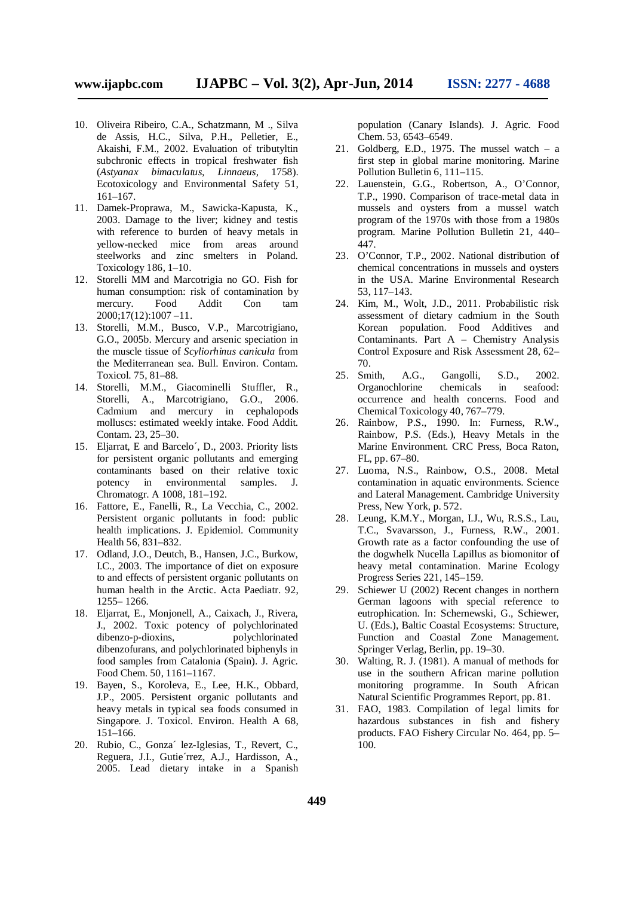10. Oliveira Ribeiro, C.A., Schatzmann, M ., Silva de Assis, H.C., Silva, P.H., Pelletier, E., Akaishi, F.M., 2002. Evaluation of tributyltin subchronic effects in tropical freshwater fish (*Astyanax bimaculatus*, *Linnaeus*, 1758). Ecotoxicology and Environmental Safety 51, 161–167.
11. Damek-Proprawa, M., Sawicka-Kapusta, K., 2003. Damage to the liver; kidney and testis with reference to burden of heavy metals in yellow-necked mice from areas around steelworks and zinc smelters in Poland. Toxicology 186, 1–10.
12. Storelli MM and Marcotrigia no GO. Fish for human consumption: risk of contamination by mercury. Food Addit Con tam 2000;17(12):1007 –11.
13. Storelli, M.M., Busco, V.P., Marcotrigiano, G.O., 2005b. Mercury and arsenic speciation in the muscle tissue of *Scyliorhinus canicula* from the Mediterranean sea. Bull. Environ. Contam. Toxicol. 75, 81–88.
14. Storelli, M.M., Giacominelli Stuffler, R., Storelli, A., Marcotrigiano, G.O., 2006. Cadmium and mercury in cephalopods molluscs: estimated weekly intake. Food Addit. Contam. 23, 25–30.
15. Eljarrat, E and Barcelo´, D., 2003. Priority lists for persistent organic pollutants and emerging contaminants based on their relative toxic potency in environmental samples. J. Chromatogr. A 1008, 181–192.
16. Fattore, E., Fanelli, R., La Vecchia, C., 2002. Persistent organic pollutants in food: public health implications. J. Epidemiol. Community Health 56, 831–832.
17. Odland, J.O., Deutch, B., Hansen, J.C., Burkow, I.C., 2003. The importance of diet on exposure to and effects of persistent organic pollutants on human health in the Arctic. Acta Paediatr. 92, 1255– 1266.
18. Eljarrat, E., Monjonell, A., Caixach, J., Rivera, J., 2002. Toxic potency of polychlorinated dibenzo-p-dioxins, polychlorinated dibenzofurans, and polychlorinated biphenyls in food samples from Catalonia (Spain). J. Agric. Food Chem. 50, 1161–1167.
19. Bayen, S., Koroleva, E., Lee, H.K., Obbard, J.P., 2005. Persistent organic pollutants and heavy metals in typical sea foods consumed in Singapore. J. Toxicol. Environ. Health A 68, 151–166.
20. Rubio, C., Gonza´ lez-Iglesias, T., Revert, C., Reguera, J.I., Gutie´rrez, A.J., Hardisson, A., 2005. Lead dietary intake in a Spanish population (Canary Islands). J. Agric. Food Chem. 53, 6543–6549.
21. Goldberg, E.D., 1975. The mussel watch – a first step in global marine monitoring. Marine Pollution Bulletin 6, 111–115.
22. Lauenstein, G.G., Robertson, A., O'Connor, T.P., 1990. Comparison of trace-metal data in mussels and oysters from a mussel watch program of the 1970s with those from a 1980s program. Marine Pollution Bulletin 21, 440–447.
23. O'Connor, T.P., 2002. National distribution of chemical concentrations in mussels and oysters in the USA. Marine Environmental Research 53, 117–143.
24. Kim, M., Wolt, J.D., 2011. Probabilistic risk assessment of dietary cadmium in the South Korean population. Food Additives and Contaminants. Part A – Chemistry Analysis Control Exposure and Risk Assessment 28, 62–70.
25. Smith, A.G., Gangolli, S.D., 2002. Organochlorine chemicals in seafood: occurrence and health concerns. Food and Chemical Toxicology 40, 767–779.
26. Rainbow, P.S., 1990. In: Furness, R.W., Rainbow, P.S. (Eds.), Heavy Metals in the Marine Environment. CRC Press, Boca Raton, FL, pp. 67–80.
27. Luoma, N.S., Rainbow, O.S., 2008. Metal contamination in aquatic environments. Science and Lateral Management. Cambridge University Press, New York, p. 572.
28. Leung, K.M.Y., Morgan, I.J., Wu, R.S.S., Lau, T.C., Svavarsson, J., Furness, R.W., 2001. Growth rate as a factor confounding the use of the dogwhelk Nucella Lapillus as biomonitor of heavy metal contamination. Marine Ecology Progress Series 221, 145–159.
29. Schiewer U (2002) Recent changes in northern German lagoons with special reference to eutrophication. In: Schernewski, G., Schiewer, U. (Eds.), Baltic Coastal Ecosystems: Structure, Function and Coastal Zone Management. Springer Verlag, Berlin, pp. 19–30.
30. Walting, R. J. (1981). A manual of methods for use in the southern African marine pollution monitoring programme. In South African Natural Scientific Programmes Report, pp. 81.
31. FAO, 1983. Compilation of legal limits for hazardous substances in fish and fishery products. FAO Fishery Circular No. 464, pp. 5–100.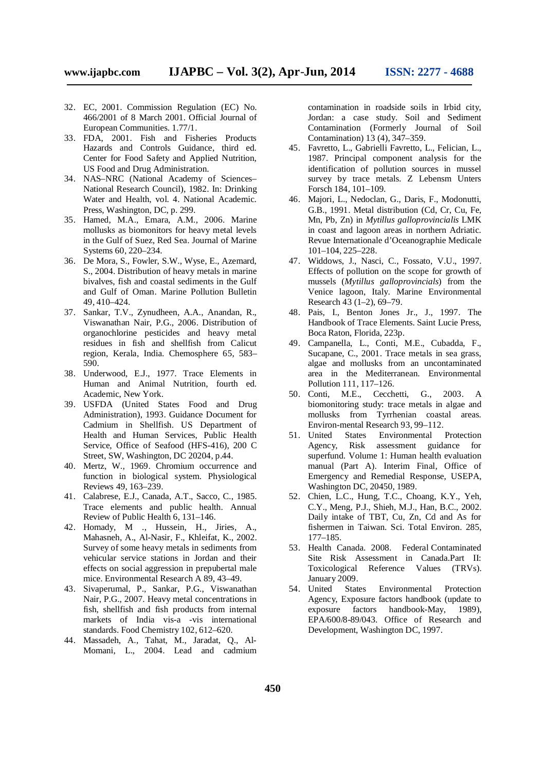32. EC, 2001. Commission Regulation (EC) No. 466/2001 of 8 March 2001. Official Journal of European Communities. 1.77/1.
33. FDA, 2001. Fish and Fisheries Products Hazards and Controls Guidance, third ed. Center for Food Safety and Applied Nutrition, US Food and Drug Administration.
34. NAS–NRC (National Academy of Sciences–National Research Council), 1982. In: Drinking Water and Health, vol. 4. National Academic. Press, Washington, DC, p. 299.
35. Hamed, M.A., Emara, A.M., 2006. Marine mollusks as biomonitors for heavy metal levels in the Gulf of Suez, Red Sea. Journal of Marine Systems 60, 220–234.
36. De Mora, S., Fowler, S.W., Wyse, E., Azemard, S., 2004. Distribution of heavy metals in marine bivalves, fish and coastal sediments in the Gulf and Gulf of Oman. Marine Pollution Bulletin 49, 410–424.
37. Sankar, T.V., Zynudheen, A.A., Anandan, R., Viswanathan Nair, P.G., 2006. Distribution of organochlorine pesticides and heavy metal residues in fish and shellfish from Calicut region, Kerala, India. Chemosphere 65, 583–590.
38. Underwood, E.J., 1977. Trace Elements in Human and Animal Nutrition, fourth ed. Academic, New York.
39. USFDA (United States Food and Drug Administration), 1993. Guidance Document for Cadmium in Shellfish. US Department of Health and Human Services, Public Health Service, Office of Seafood (HFS-416), 200 C Street, SW, Washington, DC 20204, p.44.
40. Mertz, W., 1969. Chromium occurrence and function in biological system. Physiological Reviews 49, 163–239.
41. Calabrese, E.J., Canada, A.T., Sacco, C., 1985. Trace elements and public health. Annual Review of Public Health 6, 131–146.
42. Homady, M ., Hussein, H., Jiries, A., Mahasneh, A., Al-Nasir, F., Khleifat, K., 2002. Survey of some heavy metals in sediments from vehicular service stations in Jordan and their effects on social aggression in prepubertal male mice. Environmental Research A 89, 43–49.
43. Sivaperumal, P., Sankar, P.G., Viswanathan Nair, P.G., 2007. Heavy metal concentrations in fish, shellfish and fish products from internal markets of India vis-a -vis international standards. Food Chemistry 102, 612–620.
44. Massadeh, A., Tahat, M., Jaradat, Q., Al-Momani, L., 2004. Lead and cadmium contamination in roadside soils in Irbid city, Jordan: a case study. Soil and Sediment Contamination (Formerly Journal of Soil Contamination) 13 (4), 347–359.
45. Favretto, L., Gabrielli Favretto, L., Felician, L., 1987. Principal component analysis for the identification of pollution sources in mussel survey by trace metals. Z Lebensm Unters Forsch 184, 101–109.
46. Majori, L., Nedoclan, G., Daris, F., Modonutti, G.B., 1991. Metal distribution (Cd, Cr, Cu, Fe, Mn, Pb, Zn) in *Mytillus galloprovincialis* LMK in coast and lagoon areas in northern Adriatic. Revue Internationale d'Oceanographie Medicale 101–104, 225–228.
47. Widdows, J., Nasci, C., Fossato, V.U., 1997. Effects of pollution on the scope for growth of mussels (*Mytillus galloprovincials*) from the Venice lagoon, Italy. Marine Environmental Research 43 (1–2), 69–79.
48. Pais, I., Benton Jones Jr., J., 1997. The Handbook of Trace Elements. Saint Lucie Press, Boca Raton, Florida, 223p.
49. Campanella, L., Conti, M.E., Cubadda, F., Sucapane, C., 2001. Trace metals in sea grass, algae and mollusks from an uncontaminated area in the Mediterranean. Environmental Pollution 111, 117–126.
50. Conti, M.E., Cecchetti, G., 2003. A biomonitoring study: trace metals in algae and mollusks from Tyrrhenian coastal areas. Environ-mental Research 93, 99–112.
51. United States Environmental Protection Agency, Risk assessment guidance for superfund. Volume 1: Human health evaluation manual (Part A). Interim Final, Office of Emergency and Remedial Response, USEPA, Washington DC, 20450, 1989.
52. Chien, L.C., Hung, T.C., Choang, K.Y., Yeh, C.Y., Meng, P.J., Shieh, M.J., Han, B.C., 2002. Daily intake of TBT, Cu, Zn, Cd and As for fishermen in Taiwan. Sci. Total Environ. 285, 177–185.
53. Health Canada. 2008. Federal Contaminated Site Risk Assessment in Canada.Part II: Toxicological Reference Values (TRVs). January 2009.
54. United States Environmental Protection Agency, Exposure factors handbook (update to exposure factors handbook-May, 1989), EPA/600/8-89/043. Office of Research and Development, Washington DC, 1997.